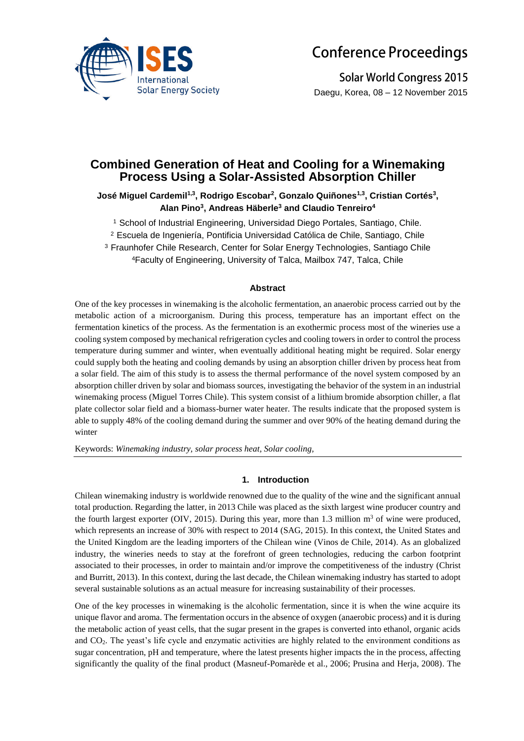Conference Proceedings

Solar World Congress 2015

Daegu, Korea, 08 – 12 November 2015

# Combined Generation of Heat and Cooling for a Winemaking Process Using a Solar-Assisted Absorption Chiller

**José Miguel Cardemil[1,3], Rodrigo Escobar[2], Gonzalo Quiñones[1,3], Cristian Cortés[3], Alan Pino[3], Andreas Häberle[3] and Claudio Tenreiro[4]**

[1] School of Industrial Engineering, Universidad Diego Portales, Santiago, Chile.

[2] Escuela de Ingeniería, Pontificia Universidad Católica de Chile, Santiago, Chile

[3] Fraunhofer Chile Research, Center for Solar Energy Technologies, Santiago Chile

[4] Faculty of Engineering, University of Talca, Mailbox 747, Talca, Chile

### Abstract

One of the key processes in winemaking is the alcoholic fermentation, an anaerobic process carried out by the metabolic action of a microorganism. During this process, temperature has an important effect on the fermentation kinetics of the process. As the fermentation is an exothermic process most of the wineries use a cooling system composed by mechanical refrigeration cycles and cooling towers in order to control the process temperature during summer and winter, when eventually additional heating might be required. Solar energy could supply both the heating and cooling demands by using an absorption chiller driven by process heat from a solar field. The aim of this study is to assess the thermal performance of the novel system composed by an absorption chiller driven by solar and biomass sources, investigating the behavior of the system in an industrial winemaking process (Miguel Torres Chile). This system consist of a lithium bromide absorption chiller, a flat plate collector solar field and a biomass-burner water heater. The results indicate that the proposed system is able to supply 48% of the cooling demand during the summer and over 90% of the heating demand during the winter

Keywords: *Winemaking industry, solar process heat, Solar cooling,*

## 1. Introduction

Chilean winemaking industry is worldwide renowned due to the quality of the wine and the significant annual total production. Regarding the latter, in 2013 Chile was placed as the sixth largest wine producer country and the fourth largest exporter (OIV, 2015). During this year, more than 1.3 million m$^3$ of wine were produced, which represents an increase of 30% with respect to 2014 (SAG, 2015). In this context, the United States and the United Kingdom are the leading importers of the Chilean wine (Vinos de Chile, 2014). As an globalized industry, the wineries needs to stay at the forefront of green technologies, reducing the carbon footprint associated to their processes, in order to maintain and/or improve the competitiveness of the industry (Christ and Burritt, 2013). In this context, during the last decade, the Chilean winemaking industry has started to adopt several sustainable solutions as an actual measure for increasing sustainability of their processes.

One of the key processes in winemaking is the alcoholic fermentation, since it is when the wine acquire its unique flavor and aroma. The fermentation occurs in the absence of oxygen (anaerobic process) and it is during the metabolic action of yeast cells, that the sugar present in the grapes is converted into ethanol, organic acids and $CO_2$. The yeast's life cycle and enzymatic activities are highly related to the environment conditions as sugar concentration, pH and temperature, where the latest presents higher impacts the in the process, affecting significantly the quality of the final product (Masneuf-Pomarède et al., 2006; Prusina and Herja, 2008). The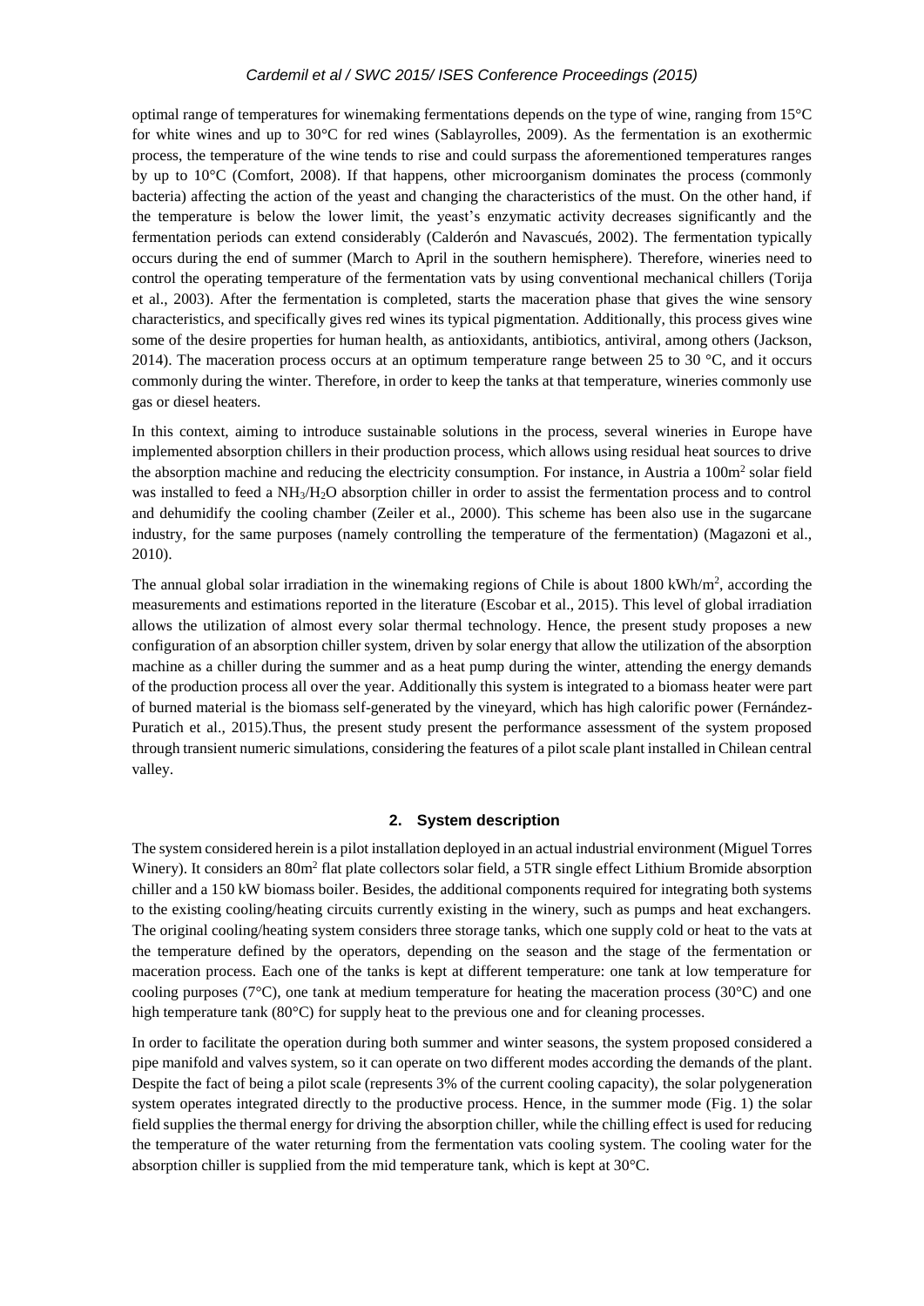optimal range of temperatures for winemaking fermentations depends on the type of wine, ranging from 15°C for white wines and up to 30°C for red wines (Sablayrolles, 2009). As the fermentation is an exothermic process, the temperature of the wine tends to rise and could surpass the aforementioned temperatures ranges by up to 10°C (Comfort, 2008). If that happens, other microorganism dominates the process (commonly bacteria) affecting the action of the yeast and changing the characteristics of the must. On the other hand, if the temperature is below the lower limit, the yeast's enzymatic activity decreases significantly and the fermentation periods can extend considerably (Calderón and Navascués, 2002). The fermentation typically occurs during the end of summer (March to April in the southern hemisphere). Therefore, wineries need to control the operating temperature of the fermentation vats by using conventional mechanical chillers (Torija et al., 2003). After the fermentation is completed, starts the maceration phase that gives the wine sensory characteristics, and specifically gives red wines its typical pigmentation. Additionally, this process gives wine some of the desire properties for human health, as antioxidants, antibiotics, antiviral, among others (Jackson, 2014). The maceration process occurs at an optimum temperature range between 25 to 30 °C, and it occurs commonly during the winter. Therefore, in order to keep the tanks at that temperature, wineries commonly use gas or diesel heaters.

In this context, aiming to introduce sustainable solutions in the process, several wineries in Europe have implemented absorption chillers in their production process, which allows using residual heat sources to drive the absorption machine and reducing the electricity consumption. For instance, in Austria a $100m^2$ solar field was installed to feed a $NH_3/H_2O$ absorption chiller in order to assist the fermentation process and to control and dehumidify the cooling chamber (Zeiler et al., 2000). This scheme has been also use in the sugarcane industry, for the same purposes (namely controlling the temperature of the fermentation) (Magazoni et al., 2010).

The annual global solar irradiation in the winemaking regions of Chile is about 1800 $kWh/m^2$, according the measurements and estimations reported in the literature (Escobar et al., 2015). This level of global irradiation allows the utilization of almost every solar thermal technology. Hence, the present study proposes a new configuration of an absorption chiller system, driven by solar energy that allow the utilization of the absorption machine as a chiller during the summer and as a heat pump during the winter, attending the energy demands of the production process all over the year. Additionally this system is integrated to a biomass heater were part of burned material is the biomass self-generated by the vineyard, which has high calorific power (Fernández-Puratich et al., 2015).Thus, the present study present the performance assessment of the system proposed through transient numeric simulations, considering the features of a pilot scale plant installed in Chilean central valley.

## 2. System description

The system considered herein is a pilot installation deployed in an actual industrial environment (Miguel Torres Winery). It considers an $80m^2$ flat plate collectors solar field, a 5TR single effect Lithium Bromide absorption chiller and a 150 kW biomass boiler. Besides, the additional components required for integrating both systems to the existing cooling/heating circuits currently existing in the winery, such as pumps and heat exchangers. The original cooling/heating system considers three storage tanks, which one supply cold or heat to the vats at the temperature defined by the operators, depending on the season and the stage of the fermentation or maceration process. Each one of the tanks is kept at different temperature: one tank at low temperature for cooling purposes (7°C), one tank at medium temperature for heating the maceration process (30°C) and one high temperature tank (80°C) for supply heat to the previous one and for cleaning processes.

In order to facilitate the operation during both summer and winter seasons, the system proposed considered a pipe manifold and valves system, so it can operate on two different modes according the demands of the plant. Despite the fact of being a pilot scale (represents 3% of the current cooling capacity), the solar polygeneration system operates integrated directly to the productive process. Hence, in the summer mode (Fig. 1) the solar field supplies the thermal energy for driving the absorption chiller, while the chilling effect is used for reducing the temperature of the water returning from the fermentation vats cooling system. The cooling water for the absorption chiller is supplied from the mid temperature tank, which is kept at 30°C.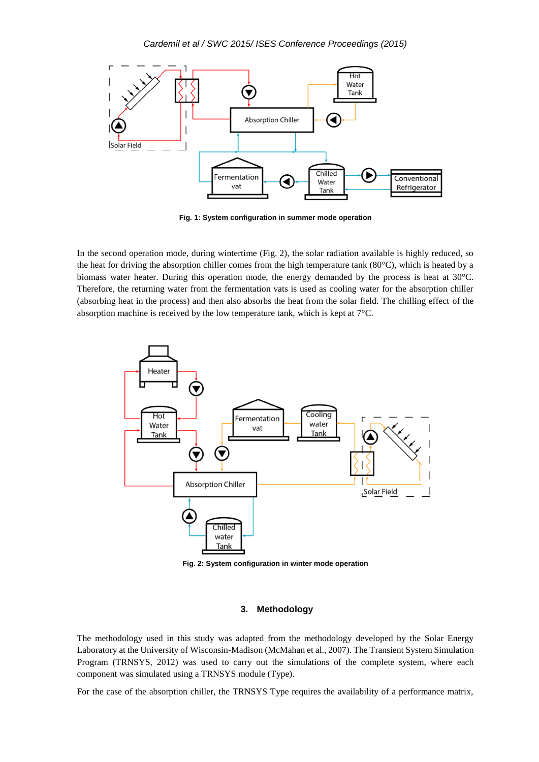Fig. 1: System configuration in summer mode operation

In the second operation mode, during wintertime (Fig. 2), the solar radiation available is highly reduced, so the heat for driving the absorption chiller comes from the high temperature tank (80°C), which is heated by a biomass water heater. During this operation mode, the energy demanded by the process is heat at 30°C. Therefore, the returning water from the fermentation vats is used as cooling water for the absorption chiller (absorbing heat in the process) and then also absorbs the heat from the solar field. The chilling effect of the absorption machine is received by the low temperature tank, which is kept at 7°C.

Fig. 2: System configuration in winter mode operation

## 3. Methodology

The methodology used in this study was adapted from the methodology developed by the Solar Energy Laboratory at the University of Wisconsin-Madison (McMahan et al., 2007). The Transient System Simulation Program (TRNSYS, 2012) was used to carry out the simulations of the complete system, where each component was simulated using a TRNSYS module (Type).

For the case of the absorption chiller, the TRNSYS Type requires the availability of a performance matrix,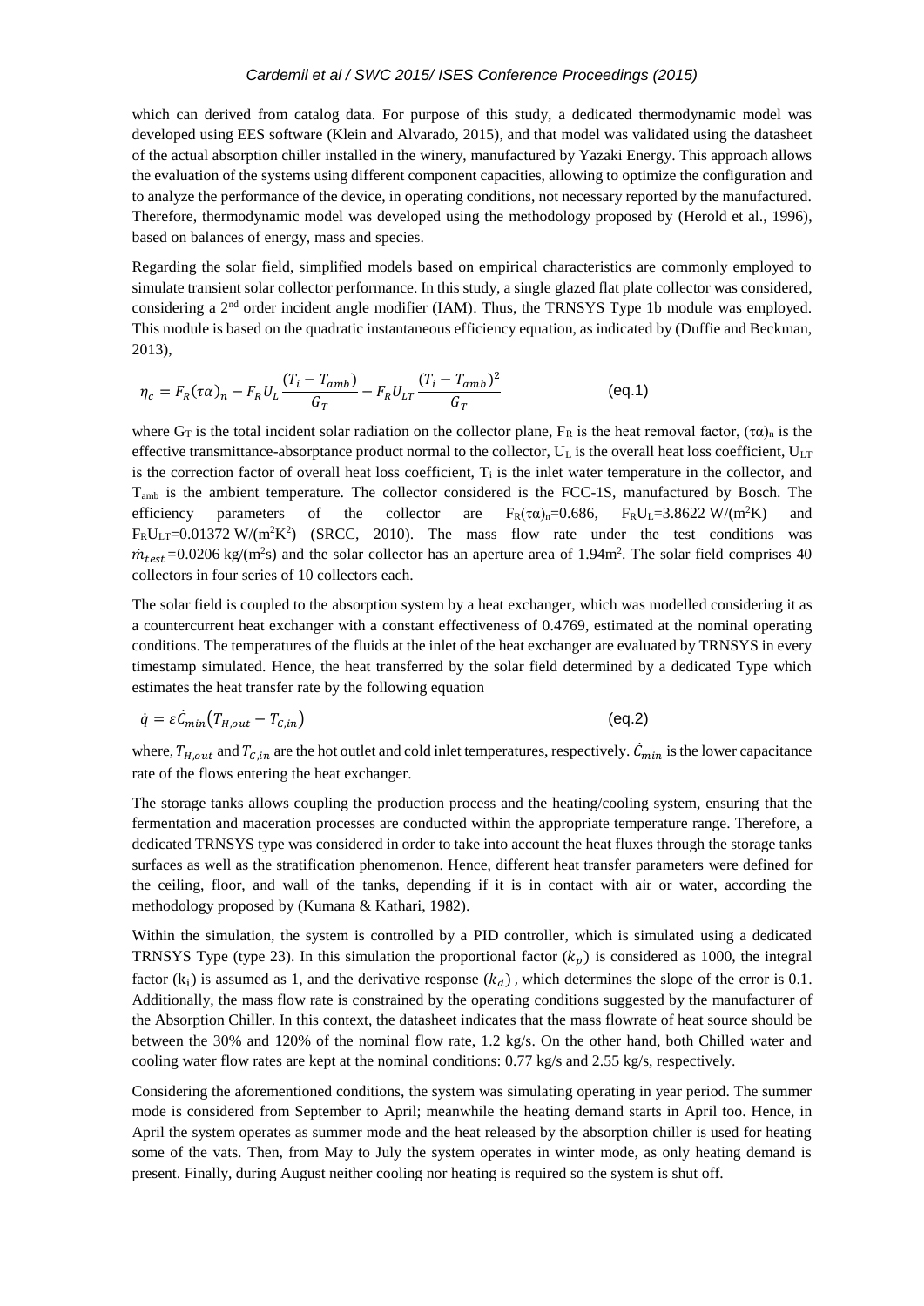which can derived from catalog data. For purpose of this study, a dedicated thermodynamic model was developed using EES software (Klein and Alvarado, 2015), and that model was validated using the datasheet of the actual absorption chiller installed in the winery, manufactured by Yazaki Energy. This approach allows the evaluation of the systems using different component capacities, allowing to optimize the configuration and to analyze the performance of the device, in operating conditions, not necessary reported by the manufactured. Therefore, thermodynamic model was developed using the methodology proposed by (Herold et al., 1996), based on balances of energy, mass and species.

Regarding the solar field, simplified models based on empirical characteristics are commonly employed to simulate transient solar collector performance. In this study, a single glazed flat plate collector was considered, considering a 2nd order incident angle modifier (IAM). Thus, the TRNSYS Type 1b module was employed. This module is based on the quadratic instantaneous efficiency equation, as indicated by (Duffie and Beckman, 2013),

$$\eta_c = F_R(\tau\alpha)_n - F_R U_L \frac{(T_i - T_{amb})}{G_T} - F_R U_{LT} \frac{(T_i - T_{amb})^2}{G_T} \qquad \text{(eq.1)}$$

where $G_T$ is the total incident solar radiation on the collector plane, $F_R$ is the heat removal factor, $(\tau\alpha)_n$ is the effective transmittance-absorptance product normal to the collector, $U_L$ is the overall heat loss coefficient, $U_{LT}$ is the correction factor of overall heat loss coefficient, $T_i$ is the inlet water temperature in the collector, and $T_{amb}$ is the ambient temperature. The collector considered is the FCC-1S, manufactured by Bosch. The efficiency parameters of the collector are $F_R(\tau\alpha)_n$=0.686, $F_R U_L$=3.8622 W/(m$^2$K) and $F_R U_{LT}$=0.01372 W/(m$^2$K$^2$) (SRCC, 2010). The mass flow rate under the test conditions was $\dot{m}_{test}$=0.0206 kg/(m$^2$s) and the solar collector has an aperture area of 1.94m$^2$. The solar field comprises 40 collectors in four series of 10 collectors each.

The solar field is coupled to the absorption system by a heat exchanger, which was modelled considering it as a countercurrent heat exchanger with a constant effectiveness of 0.4769, estimated at the nominal operating conditions. The temperatures of the fluids at the inlet of the heat exchanger are evaluated by TRNSYS in every timestamp simulated. Hence, the heat transferred by the solar field determined by a dedicated Type which estimates the heat transfer rate by the following equation

$$\dot{q} = \varepsilon \dot{C}_{min}\left(T_{H,out} - T_{C,in}\right) \qquad \text{(eq.2)}$$

where, $T_{H,out}$ and $T_{C,in}$ are the hot outlet and cold inlet temperatures, respectively. $\dot{C}_{min}$ is the lower capacitance rate of the flows entering the heat exchanger.

The storage tanks allows coupling the production process and the heating/cooling system, ensuring that the fermentation and maceration processes are conducted within the appropriate temperature range. Therefore, a dedicated TRNSYS type was considered in order to take into account the heat fluxes through the storage tanks surfaces as well as the stratification phenomenon. Hence, different heat transfer parameters were defined for the ceiling, floor, and wall of the tanks, depending if it is in contact with air or water, according the methodology proposed by (Kumana & Kathari, 1982).

Within the simulation, the system is controlled by a PID controller, which is simulated using a dedicated TRNSYS Type (type 23). In this simulation the proportional factor ($k_p$) is considered as 1000, the integral factor ($k_i$) is assumed as 1, and the derivative response ($k_d$) , which determines the slope of the error is 0.1. Additionally, the mass flow rate is constrained by the operating conditions suggested by the manufacturer of the Absorption Chiller. In this context, the datasheet indicates that the mass flowrate of heat source should be between the 30% and 120% of the nominal flow rate, 1.2 kg/s. On the other hand, both Chilled water and cooling water flow rates are kept at the nominal conditions: 0.77 kg/s and 2.55 kg/s, respectively.

Considering the aforementioned conditions, the system was simulating operating in year period. The summer mode is considered from September to April; meanwhile the heating demand starts in April too. Hence, in April the system operates as summer mode and the heat released by the absorption chiller is used for heating some of the vats. Then, from May to July the system operates in winter mode, as only heating demand is present. Finally, during August neither cooling nor heating is required so the system is shut off.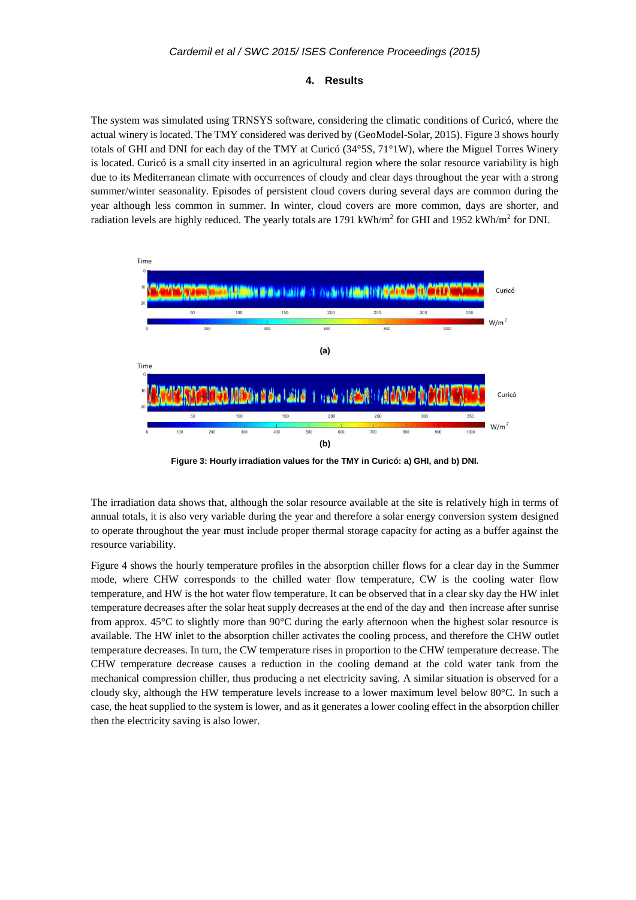## 4. Results

The system was simulated using TRNSYS software, considering the climatic conditions of Curicó, where the actual winery is located. The TMY considered was derived by (GeoModel-Solar, 2015). Figure 3 shows hourly totals of GHI and DNI for each day of the TMY at Curicó (34°5S, 71°1W), where the Miguel Torres Winery is located. Curicó is a small city inserted in an agricultural region where the solar resource variability is high due to its Mediterranean climate with occurrences of cloudy and clear days throughout the year with a strong summer/winter seasonality. Episodes of persistent cloud covers during several days are common during the year although less common in summer. In winter, cloud covers are more common, days are shorter, and radiation levels are highly reduced. The yearly totals are 1791 kWh/m$^2$ for GHI and 1952 kWh/m$^2$ for DNI.

**Figure 3: Hourly irradiation values for the TMY in Curicó: a) GHI, and b) DNI.**

The irradiation data shows that, although the solar resource available at the site is relatively high in terms of annual totals, it is also very variable during the year and therefore a solar energy conversion system designed to operate throughout the year must include proper thermal storage capacity for acting as a buffer against the resource variability.

Figure 4 shows the hourly temperature profiles in the absorption chiller flows for a clear day in the Summer mode, where CHW corresponds to the chilled water flow temperature, CW is the cooling water flow temperature, and HW is the hot water flow temperature. It can be observed that in a clear sky day the HW inlet temperature decreases after the solar heat supply decreases at the end of the day and then increase after sunrise from approx. 45°C to slightly more than 90°C during the early afternoon when the highest solar resource is available. The HW inlet to the absorption chiller activates the cooling process, and therefore the CHW outlet temperature decreases. In turn, the CW temperature rises in proportion to the CHW temperature decrease. The CHW temperature decrease causes a reduction in the cooling demand at the cold water tank from the mechanical compression chiller, thus producing a net electricity saving. A similar situation is observed for a cloudy sky, although the HW temperature levels increase to a lower maximum level below 80°C. In such a case, the heat supplied to the system is lower, and as it generates a lower cooling effect in the absorption chiller then the electricity saving is also lower.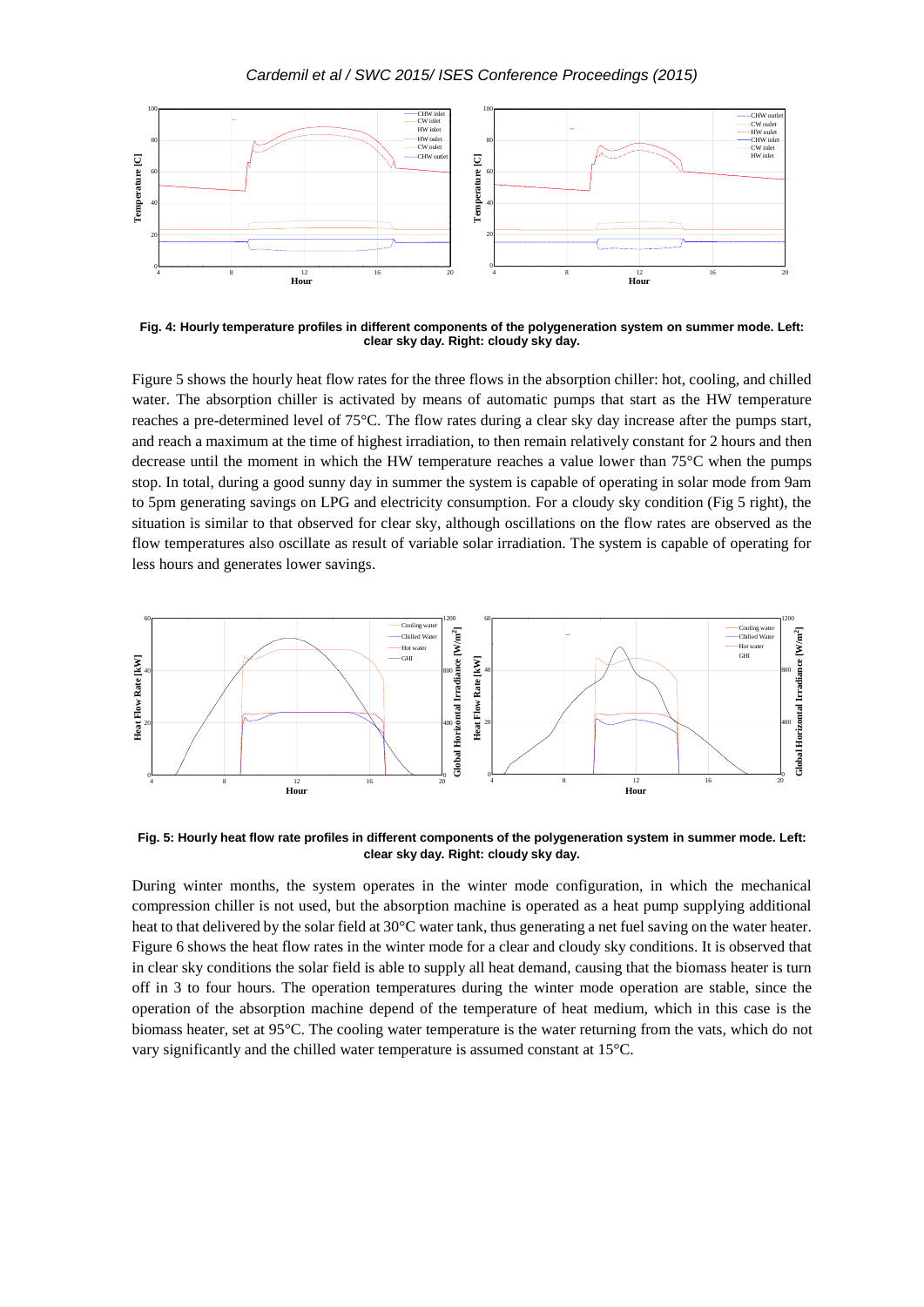**Fig. 4: Hourly temperature profiles in different components of the polygeneration system on summer mode. Left: clear sky day. Right: cloudy sky day.**

Figure 5 shows the hourly heat flow rates for the three flows in the absorption chiller: hot, cooling, and chilled water. The absorption chiller is activated by means of automatic pumps that start as the HW temperature reaches a pre-determined level of 75°C. The flow rates during a clear sky day increase after the pumps start, and reach a maximum at the time of highest irradiation, to then remain relatively constant for 2 hours and then decrease until the moment in which the HW temperature reaches a value lower than 75°C when the pumps stop. In total, during a good sunny day in summer the system is capable of operating in solar mode from 9am to 5pm generating savings on LPG and electricity consumption. For a cloudy sky condition (Fig 5 right), the situation is similar to that observed for clear sky, although oscillations on the flow rates are observed as the flow temperatures also oscillate as result of variable solar irradiation. The system is capable of operating for less hours and generates lower savings.

**Fig. 5: Hourly heat flow rate profiles in different components of the polygeneration system in summer mode. Left: clear sky day. Right: cloudy sky day.**

During winter months, the system operates in the winter mode configuration, in which the mechanical compression chiller is not used, but the absorption machine is operated as a heat pump supplying additional heat to that delivered by the solar field at 30°C water tank, thus generating a net fuel saving on the water heater. Figure 6 shows the heat flow rates in the winter mode for a clear and cloudy sky conditions. It is observed that in clear sky conditions the solar field is able to supply all heat demand, causing that the biomass heater is turn off in 3 to four hours. The operation temperatures during the winter mode operation are stable, since the operation of the absorption machine depend of the temperature of heat medium, which in this case is the biomass heater, set at 95°C. The cooling water temperature is the water returning from the vats, which do not vary significantly and the chilled water temperature is assumed constant at 15°C.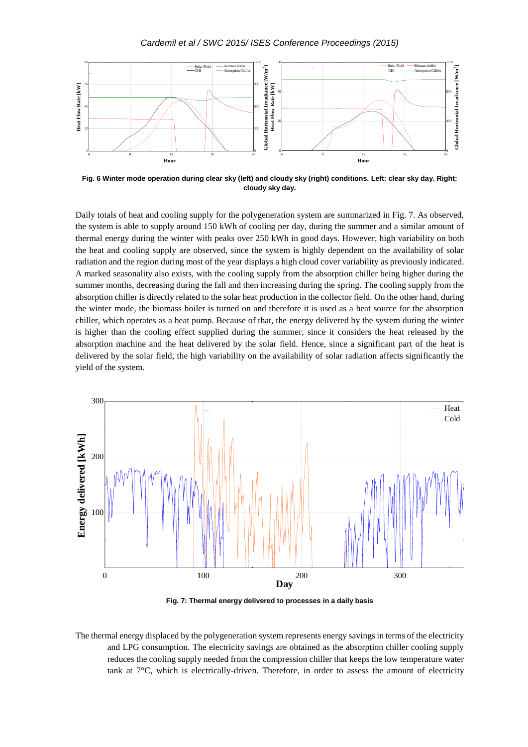Fig. 6 Winter mode operation during clear sky (left) and cloudy sky (right) conditions. Left: clear sky day. Right: cloudy sky day.

Daily totals of heat and cooling supply for the polygeneration system are summarized in Fig. 7. As observed, the system is able to supply around 150 kWh of cooling per day, during the summer and a similar amount of thermal energy during the winter with peaks over 250 kWh in good days. However, high variability on both the heat and cooling supply are observed, since the system is highly dependent on the availability of solar radiation and the region during most of the year displays a high cloud cover variability as previously indicated. A marked seasonality also exists, with the cooling supply from the absorption chiller being higher during the summer months, decreasing during the fall and then increasing during the spring. The cooling supply from the absorption chiller is directly related to the solar heat production in the collector field. On the other hand, during the winter mode, the biomass boiler is turned on and therefore it is used as a heat source for the absorption chiller, which operates as a heat pump. Because of that, the energy delivered by the system during the winter is higher than the cooling effect supplied during the summer, since it considers the heat released by the absorption machine and the heat delivered by the solar field. Hence, since a significant part of the heat is delivered by the solar field, the high variability on the availability of solar radiation affects significantly the yield of the system.

Fig. 7: Thermal energy delivered to processes in a daily basis

The thermal energy displaced by the polygeneration system represents energy savings in terms of the electricity and LPG consumption. The electricity savings are obtained as the absorption chiller cooling supply reduces the cooling supply needed from the compression chiller that keeps the low temperature water tank at 7°C, which is electrically-driven. Therefore, in order to assess the amount of electricity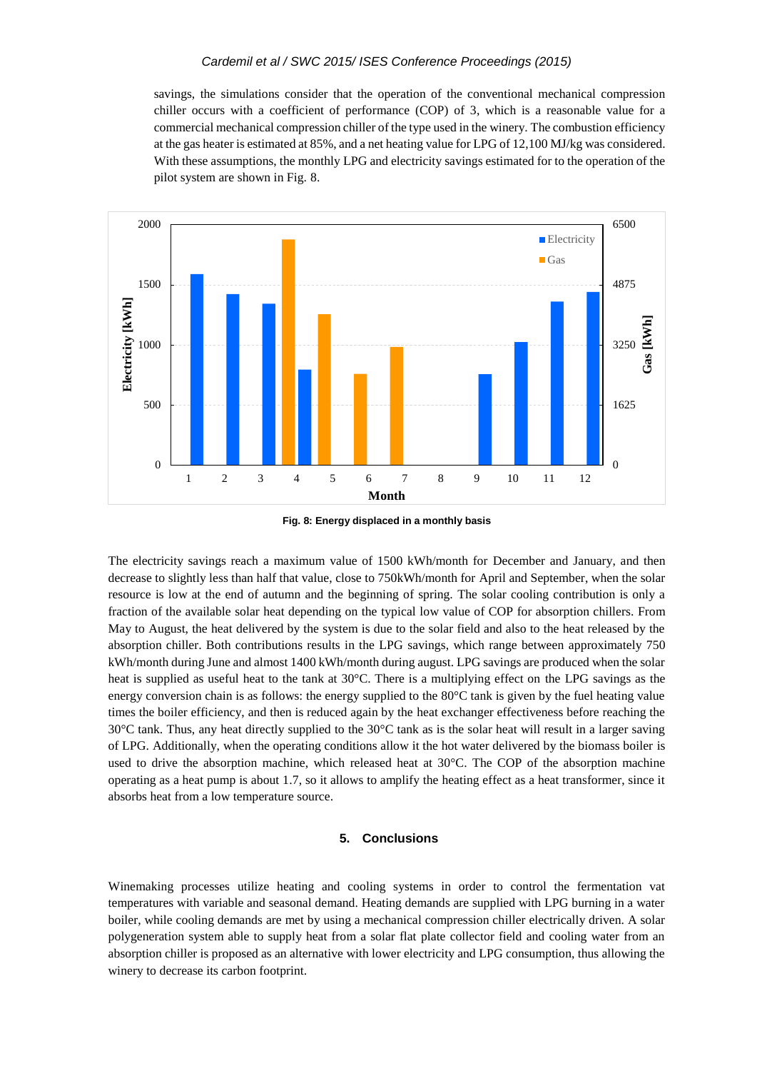savings, the simulations consider that the operation of the conventional mechanical compression chiller occurs with a coefficient of performance (COP) of 3, which is a reasonable value for a commercial mechanical compression chiller of the type used in the winery. The combustion efficiency at the gas heater is estimated at 85%, and a net heating value for LPG of 12,100 MJ/kg was considered. With these assumptions, the monthly LPG and electricity savings estimated for to the operation of the pilot system are shown in Fig. 8.

**Fig. 8: Energy displaced in a monthly basis**

The electricity savings reach a maximum value of 1500 kWh/month for December and January, and then decrease to slightly less than half that value, close to 750kWh/month for April and September, when the solar resource is low at the end of autumn and the beginning of spring. The solar cooling contribution is only a fraction of the available solar heat depending on the typical low value of COP for absorption chillers. From May to August, the heat delivered by the system is due to the solar field and also to the heat released by the absorption chiller. Both contributions results in the LPG savings, which range between approximately 750 kWh/month during June and almost 1400 kWh/month during august. LPG savings are produced when the solar heat is supplied as useful heat to the tank at 30°C. There is a multiplying effect on the LPG savings as the energy conversion chain is as follows: the energy supplied to the 80°C tank is given by the fuel heating value times the boiler efficiency, and then is reduced again by the heat exchanger effectiveness before reaching the 30°C tank. Thus, any heat directly supplied to the 30°C tank as is the solar heat will result in a larger saving of LPG. Additionally, when the operating conditions allow it the hot water delivered by the biomass boiler is used to drive the absorption machine, which released heat at 30°C. The COP of the absorption machine operating as a heat pump is about 1.7, so it allows to amplify the heating effect as a heat transformer, since it absorbs heat from a low temperature source.

## 5. Conclusions

Winemaking processes utilize heating and cooling systems in order to control the fermentation vat temperatures with variable and seasonal demand. Heating demands are supplied with LPG burning in a water boiler, while cooling demands are met by using a mechanical compression chiller electrically driven. A solar polygeneration system able to supply heat from a solar flat plate collector field and cooling water from an absorption chiller is proposed as an alternative with lower electricity and LPG consumption, thus allowing the winery to decrease its carbon footprint.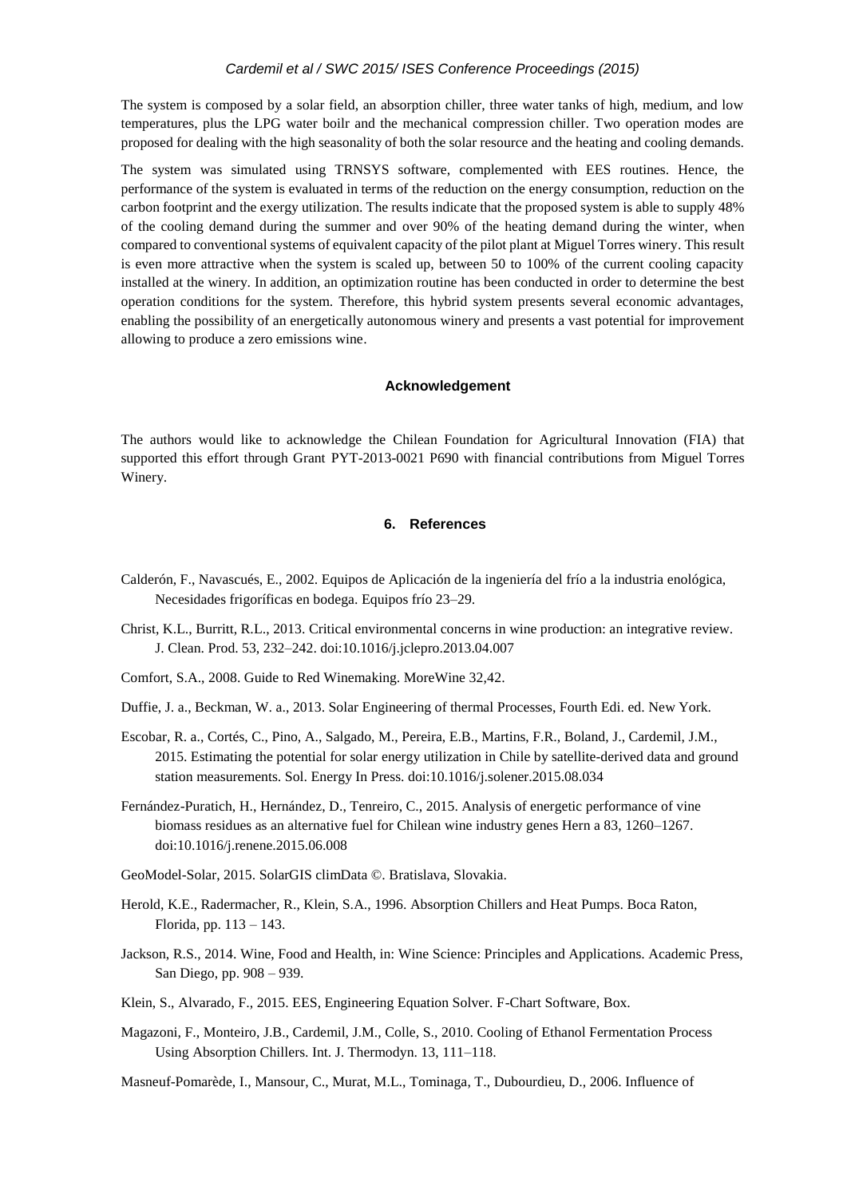The system is composed by a solar field, an absorption chiller, three water tanks of high, medium, and low temperatures, plus the LPG water boilr and the mechanical compression chiller. Two operation modes are proposed for dealing with the high seasonality of both the solar resource and the heating and cooling demands.

The system was simulated using TRNSYS software, complemented with EES routines. Hence, the performance of the system is evaluated in terms of the reduction on the energy consumption, reduction on the carbon footprint and the exergy utilization. The results indicate that the proposed system is able to supply 48% of the cooling demand during the summer and over 90% of the heating demand during the winter, when compared to conventional systems of equivalent capacity of the pilot plant at Miguel Torres winery. This result is even more attractive when the system is scaled up, between 50 to 100% of the current cooling capacity installed at the winery. In addition, an optimization routine has been conducted in order to determine the best operation conditions for the system. Therefore, this hybrid system presents several economic advantages, enabling the possibility of an energetically autonomous winery and presents a vast potential for improvement allowing to produce a zero emissions wine.

#### Acknowledgement

The authors would like to acknowledge the Chilean Foundation for Agricultural Innovation (FIA) that supported this effort through Grant PYT-2013-0021 P690 with financial contributions from Miguel Torres Winery.

## 6. References

Calderón, F., Navascués, E., 2002. Equipos de Aplicación de la ingeniería del frío a la industria enológica, Necesidades frigoríficas en bodega. Equipos frío 23–29.

Christ, K.L., Burritt, R.L., 2013. Critical environmental concerns in wine production: an integrative review. J. Clean. Prod. 53, 232–242. doi:10.1016/j.jclepro.2013.04.007

Comfort, S.A., 2008. Guide to Red Winemaking. MoreWine 32,42.

Duffie, J. a., Beckman, W. a., 2013. Solar Engineering of thermal Processes, Fourth Edi. ed. New York.

Escobar, R. a., Cortés, C., Pino, A., Salgado, M., Pereira, E.B., Martins, F.R., Boland, J., Cardemil, J.M., 2015. Estimating the potential for solar energy utilization in Chile by satellite-derived data and ground station measurements. Sol. Energy In Press. doi:10.1016/j.solener.2015.08.034

Fernández-Puratich, H., Hernández, D., Tenreiro, C., 2015. Analysis of energetic performance of vine biomass residues as an alternative fuel for Chilean wine industry genes Hern a 83, 1260–1267. doi:10.1016/j.renene.2015.06.008

GeoModel-Solar, 2015. SolarGIS climData ©. Bratislava, Slovakia.

Herold, K.E., Radermacher, R., Klein, S.A., 1996. Absorption Chillers and Heat Pumps. Boca Raton, Florida, pp. 113 – 143.

Jackson, R.S., 2014. Wine, Food and Health, in: Wine Science: Principles and Applications. Academic Press, San Diego, pp. 908 – 939.

Klein, S., Alvarado, F., 2015. EES, Engineering Equation Solver. F-Chart Software, Box.

Magazoni, F., Monteiro, J.B., Cardemil, J.M., Colle, S., 2010. Cooling of Ethanol Fermentation Process Using Absorption Chillers. Int. J. Thermodyn. 13, 111–118.

Masneuf-Pomarède, I., Mansour, C., Murat, M.L., Tominaga, T., Dubourdieu, D., 2006. Influence of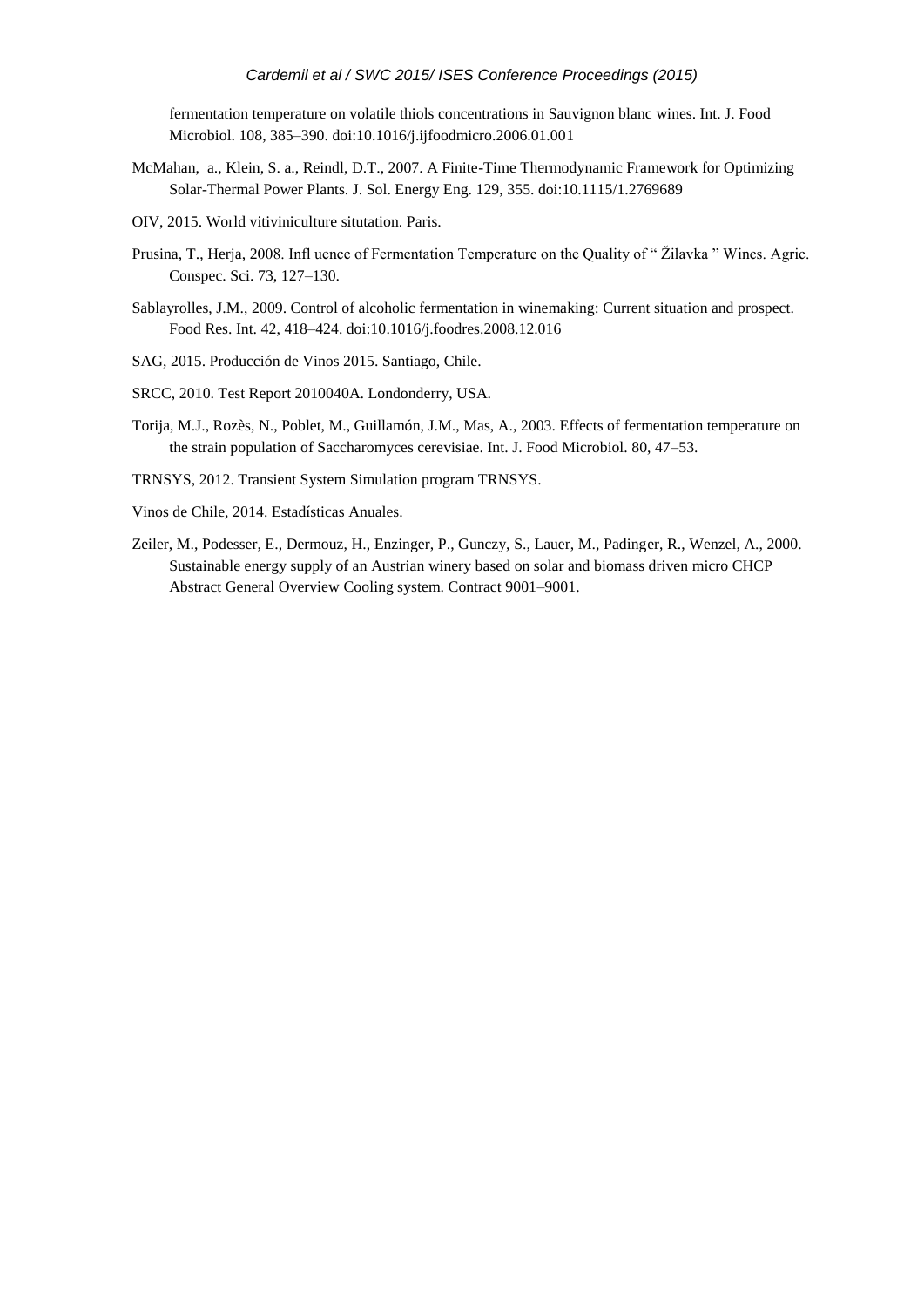fermentation temperature on volatile thiols concentrations in Sauvignon blanc wines. Int. J. Food Microbiol. 108, 385–390. doi:10.1016/j.ijfoodmicro.2006.01.001

McMahan, a., Klein, S. a., Reindl, D.T., 2007. A Finite-Time Thermodynamic Framework for Optimizing Solar-Thermal Power Plants. J. Sol. Energy Eng. 129, 355. doi:10.1115/1.2769689

OIV, 2015. World vitiviniculture situtation. Paris.

Prusina, T., Herja, 2008. Infl uence of Fermentation Temperature on the Quality of " Žilavka " Wines. Agric. Conspec. Sci. 73, 127–130.

Sablayrolles, J.M., 2009. Control of alcoholic fermentation in winemaking: Current situation and prospect. Food Res. Int. 42, 418–424. doi:10.1016/j.foodres.2008.12.016

SAG, 2015. Producción de Vinos 2015. Santiago, Chile.

SRCC, 2010. Test Report 2010040A. Londonderry, USA.

Torija, M.J., Rozès, N., Poblet, M., Guillamón, J.M., Mas, A., 2003. Effects of fermentation temperature on the strain population of Saccharomyces cerevisiae. Int. J. Food Microbiol. 80, 47–53.

TRNSYS, 2012. Transient System Simulation program TRNSYS.

Vinos de Chile, 2014. Estadísticas Anuales.

Zeiler, M., Podesser, E., Dermouz, H., Enzinger, P., Gunczy, S., Lauer, M., Padinger, R., Wenzel, A., 2000. Sustainable energy supply of an Austrian winery based on solar and biomass driven micro CHCP Abstract General Overview Cooling system. Contract 9001–9001.